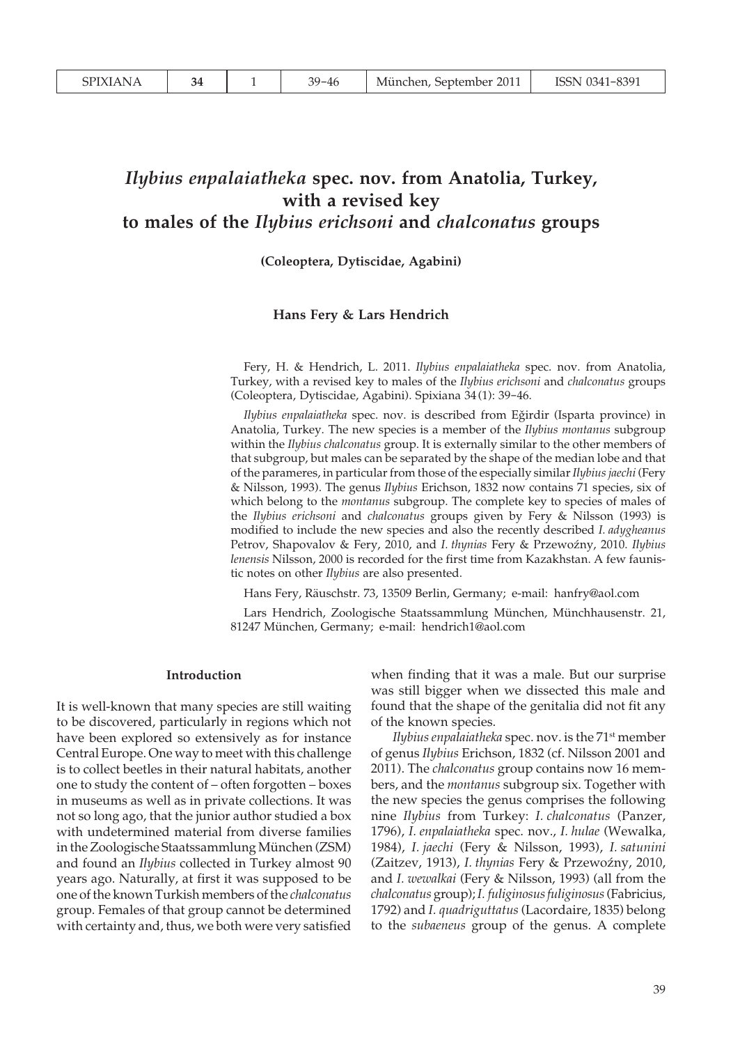# *Ilybius enpalaiatheka* spec. nov. from Anatolia, Turkey, with a revised key to males of the *Ilybius erichsoni* and *chalconatus* groups

**(Coleoptera, Dytiscidae, Agabini)**

**Hans Fery & Lars Hendrich**

Fery, H. & Hendrich, L. 2011. *Ilybius enpalaiatheka* spec. nov. from Anatolia, Turkey, with a revised key to males of the *Ilybius erichsoni* and *chalconatus* groups (Coleoptera, Dytiscidae, Agabini). Spixiana 34 (1): 39–46.

*Ilybius enpalaiatheka* spec. nov. is described from Eğirdir (Isparta province) in Anatolia, Turkey. The new species is a member of the *Ilybius montanus* subgroup within the *Ilybius chalconatus* group. It is externally similar to the other members of that subgroup, but males can be separated by the shape of the median lobe and that of the parameres, in particular from those of the especially similar *Ilybius jaechi* (Fery & Nilsson, 1993). The genus *Ilybius* Erichson, 1832 now contains 71 species, six of which belong to the *montanus* subgroup. The complete key to species of males of the *Ilybius erichsoni* and *chalconatus* groups given by Fery & Nilsson (1993) is modified to include the new species and also the recently described *I. adygheanus* Petrov, Shapovalov & Fery, 2010, and *I. thynias* Fery & Przewoźny, 2010. *Ilybius lenensis* Nilsson, 2000 is recorded for the first time from Kazakhstan. A few faunistic notes on other *Ilybius* are also presented.

Hans Fery, Räuschstr. 73, 13509 Berlin, Germany; e-mail: hanfry@aol.com

Lars Hendrich, Zoologische Staatssammlung München, Münchhausenstr. 21, 81247 München, Germany; e-mail: hendrich1@aol.com

## Introduction

It is well-known that many species are still waiting to be discovered, particularly in regions which not have been explored so extensively as for instance Central Europe. One way to meet with this challenge is to collect beetles in their natural habitats, another one to study the content of – often forgotten – boxes in museums as well as in private collections. It was not so long ago, that the junior author studied a box with undetermined material from diverse families in the Zoologische Staatssammlung München (ZSM) and found an *Ilybius* collected in Turkey almost 90 years ago. Naturally, at first it was supposed to be one of the known Turkish members of the *chalconatus* group. Females of that group cannot be determined with certainty and, thus, we both were very satisfied when finding that it was a male. But our surprise was still bigger when we dissected this male and found that the shape of the genitalia did not fit any of the known species.

*Ilybius enpalaiatheka* spec. nov. is the 71[st] member of genus *Ilybius* Erichson, 1832 (cf. Nilsson 2001 and 2011). The *chalconatus* group contains now 16 members, and the *montanus* subgroup six. Together with the new species the genus comprises the following nine *Ilybius* from Turkey: *I. chalconatus* (Panzer, 1796), *I. enpalaiatheka* spec. nov., *I. hulae* (Wewalka, 1984), *I. jaechi* (Fery & Nilsson, 1993), *I. satunini* (Zaitzev, 1913), *I. thynias* Fery & Przewoźny, 2010, and *I. wewalkai* (Fery & Nilsson, 1993) (all from the *chalconatus* group); *I. fuliginosus fuliginosus* (Fabricius, 1792) and *I. quadriguttatus* (Lacordaire, 1835) belong to the *subaeneus* group of the genus. A complete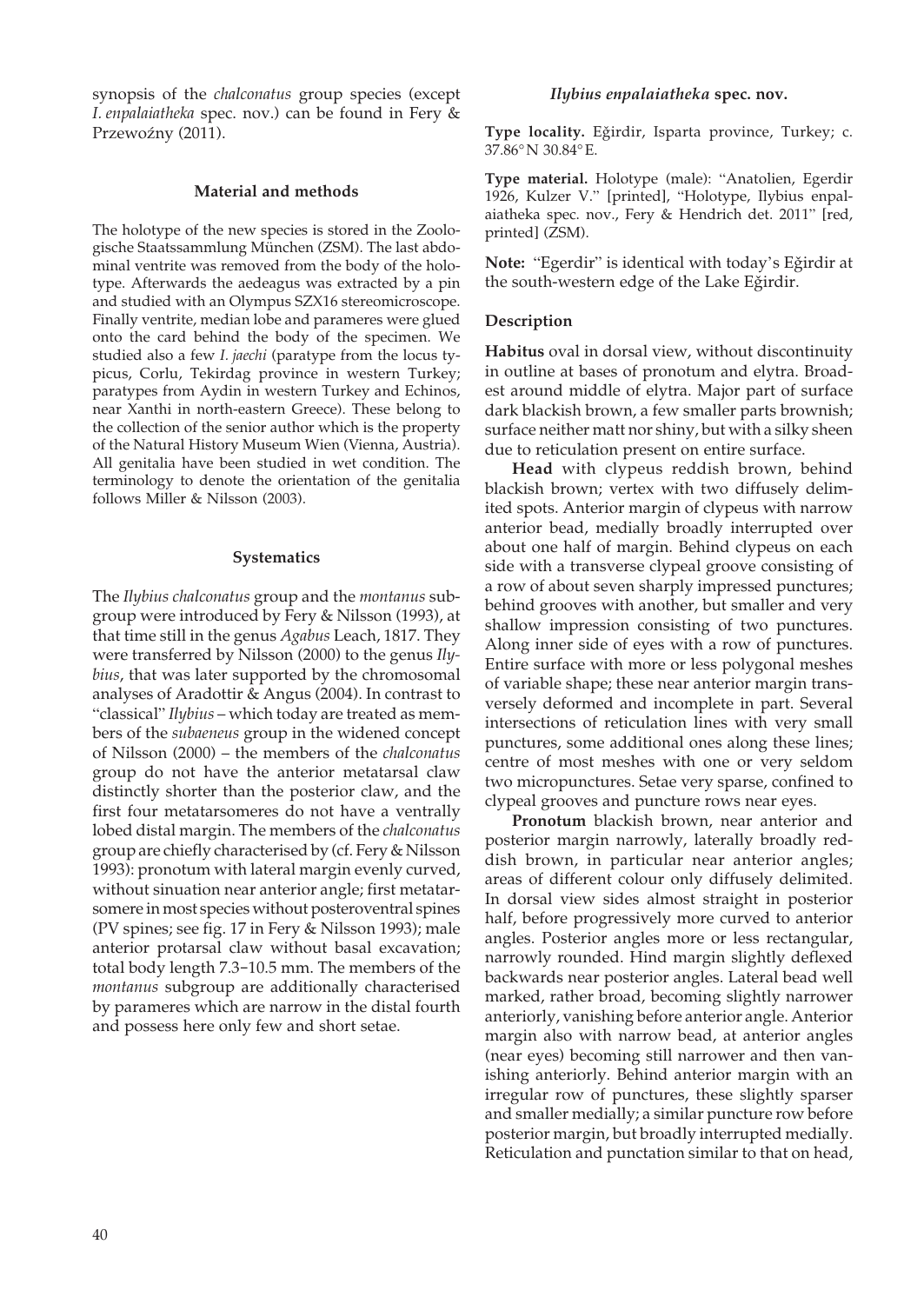synopsis of the *chalconatus* group species (except *I. enpalaiatheka* spec. nov.) can be found in Fery & Przewoźny (2011).

## Material and methods

The holotype of the new species is stored in the Zoologische Staatssammlung München (ZSM). The last abdominal ventrite was removed from the body of the holotype. Afterwards the aedeagus was extracted by a pin and studied with an Olympus SZX16 stereomicroscope. Finally ventrite, median lobe and parameres were glued onto the card behind the body of the specimen. We studied also a few *I. jaechi* (paratype from the locus typicus, Corlu, Tekirdag province in western Turkey; paratypes from Aydin in western Turkey and Echinos, near Xanthi in north-eastern Greece). These belong to the collection of the senior author which is the property of the Natural History Museum Wien (Vienna, Austria). All genitalia have been studied in wet condition. The terminology to denote the orientation of the genitalia follows Miller & Nilsson (2003).

## Systematics

The *Ilybius chalconatus* group and the *montanus* subgroup were introduced by Fery & Nilsson (1993), at that time still in the genus *Agabus* Leach, 1817. They were transferred by Nilsson (2000) to the genus *Ilybius*, that was later supported by the chromosomal analyses of Aradottir & Angus (2004). In contrast to "classical" *Ilybius* – which today are treated as members of the *subaeneus* group in the widened concept of Nilsson (2000) – the members of the *chalconatus* group do not have the anterior metatarsal claw distinctly shorter than the posterior claw, and the first four metatarsomeres do not have a ventrally lobed distal margin. The members of the *chalconatus* group are chiefly characterised by (cf. Fery & Nilsson 1993): pronotum with lateral margin evenly curved, without sinuation near anterior angle; first metatarsomere in most species without posteroventral spines (PV spines; see fig. 17 in Fery & Nilsson 1993); male anterior protarsal claw without basal excavation; total body length 7.3–10.5 mm. The members of the *montanus* subgroup are additionally characterised by parameres which are narrow in the distal fourth and possess here only few and short setae.

### *Ilybius enpalaiatheka* spec. nov.

**Type locality.** Eğirdir, Isparta province, Turkey; c. 37.86° N 30.84° E.

**Type material.** Holotype (male): "Anatolien, Egerdir 1926, Kulzer V." [printed], "Holotype, Ilybius enpalaiatheka spec. nov., Fery & Hendrich det. 2011" [red, printed] (ZSM).

**Note:** "Egerdir" is identical with today's Eğirdir at the south-western edge of the Lake Eğirdir.

#### Description

**Habitus** oval in dorsal view, without discontinuity in outline at bases of pronotum and elytra. Broadest around middle of elytra. Major part of surface dark blackish brown, a few smaller parts brownish; surface neither matt nor shiny, but with a silky sheen due to reticulation present on entire surface.

**Head** with clypeus reddish brown, behind blackish brown; vertex with two diffusely delimited spots. Anterior margin of clypeus with narrow anterior bead, medially broadly interrupted over about one half of margin. Behind clypeus on each side with a transverse clypeal groove consisting of a row of about seven sharply impressed punctures; behind grooves with another, but smaller and very shallow impression consisting of two punctures. Along inner side of eyes with a row of punctures. Entire surface with more or less polygonal meshes of variable shape; these near anterior margin transversely deformed and incomplete in part. Several intersections of reticulation lines with very small punctures, some additional ones along these lines; centre of most meshes with one or very seldom two micropunctures. Setae very sparse, confined to clypeal grooves and puncture rows near eyes.

**Pronotum** blackish brown, near anterior and posterior margin narrowly, laterally broadly reddish brown, in particular near anterior angles; areas of different colour only diffusely delimited. In dorsal view sides almost straight in posterior half, before progressively more curved to anterior angles. Posterior angles more or less rectangular, narrowly rounded. Hind margin slightly deflexed backwards near posterior angles. Lateral bead well marked, rather broad, becoming slightly narrower anteriorly, vanishing before anterior angle. Anterior margin also with narrow bead, at anterior angles (near eyes) becoming still narrower and then vanishing anteriorly. Behind anterior margin with an irregular row of punctures, these slightly sparser and smaller medially; a similar puncture row before posterior margin, but broadly interrupted medially. Reticulation and punctation similar to that on head,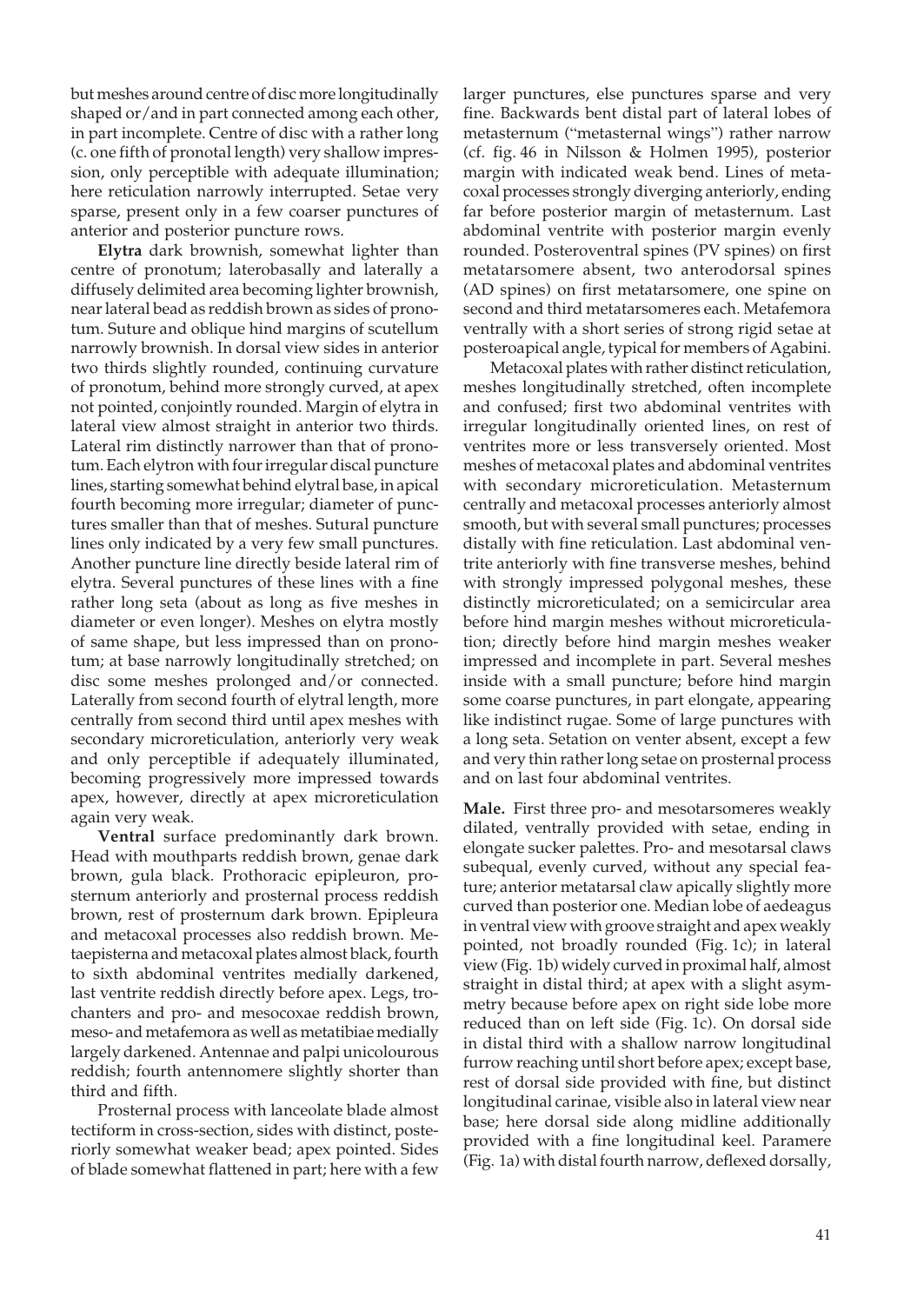but meshes around centre of disc more longitudinally shaped or/and in part connected among each other, in part incomplete. Centre of disc with a rather long (c. one fifth of pronotal length) very shallow impression, only perceptible with adequate illumination; here reticulation narrowly interrupted. Setae very sparse, present only in a few coarser punctures of anterior and posterior puncture rows.

**Elytra** dark brownish, somewhat lighter than centre of pronotum; laterobasally and laterally a diffusely delimited area becoming lighter brownish, near lateral bead as reddish brown as sides of pronotum. Suture and oblique hind margins of scutellum narrowly brownish. In dorsal view sides in anterior two thirds slightly rounded, continuing curvature of pronotum, behind more strongly curved, at apex not pointed, conjointly rounded. Margin of elytra in lateral view almost straight in anterior two thirds. Lateral rim distinctly narrower than that of pronotum. Each elytron with four irregular discal puncture lines, starting somewhat behind elytral base, in apical fourth becoming more irregular; diameter of punctures smaller than that of meshes. Sutural puncture lines only indicated by a very few small punctures. Another puncture line directly beside lateral rim of elytra. Several punctures of these lines with a fine rather long seta (about as long as five meshes in diameter or even longer). Meshes on elytra mostly of same shape, but less impressed than on pronotum; at base narrowly longitudinally stretched; on disc some meshes prolonged and/or connected. Laterally from second fourth of elytral length, more centrally from second third until apex meshes with secondary microreticulation, anteriorly very weak and only perceptible if adequately illuminated, becoming progressively more impressed towards apex, however, directly at apex microreticulation again very weak.

**Ventral** surface predominantly dark brown. Head with mouthparts reddish brown, genae dark brown, gula black. Prothoracic epipleuron, prosternum anteriorly and prosternal process reddish brown, rest of prosternum dark brown. Epipleura and metacoxal processes also reddish brown. Metaepisterna and metacoxal plates almost black, fourth to sixth abdominal ventrites medially darkened, last ventrite reddish directly before apex. Legs, trochanters and pro- and mesocoxae reddish brown, meso- and metafemora as well as metatibiae medially largely darkened. Antennae and palpi unicolourous reddish; fourth antennomere slightly shorter than third and fifth.

Prosternal process with lanceolate blade almost tectiform in cross-section, sides with distinct, posteriorly somewhat weaker bead; apex pointed. Sides of blade somewhat flattened in part; here with a few larger punctures, else punctures sparse and very fine. Backwards bent distal part of lateral lobes of metasternum ("metasternal wings") rather narrow (cf. fig. 46 in Nilsson & Holmen 1995), posterior margin with indicated weak bend. Lines of metacoxal processes strongly diverging anteriorly, ending far before posterior margin of metasternum. Last abdominal ventrite with posterior margin evenly rounded. Posteroventral spines (PV spines) on first metatarsomere absent, two anterodorsal spines (AD spines) on first metatarsomere, one spine on second and third metatarsomeres each. Metafemora ventrally with a short series of strong rigid setae at posteroapical angle, typical for members of Agabini.

Metacoxal plates with rather distinct reticulation, meshes longitudinally stretched, often incomplete and confused; first two abdominal ventrites with irregular longitudinally oriented lines, on rest of ventrites more or less transversely oriented. Most meshes of metacoxal plates and abdominal ventrites with secondary microreticulation. Metasternum centrally and metacoxal processes anteriorly almost smooth, but with several small punctures; processes distally with fine reticulation. Last abdominal ventrite anteriorly with fine transverse meshes, behind with strongly impressed polygonal meshes, these distinctly microreticulated; on a semicircular area before hind margin meshes without microreticulation; directly before hind margin meshes weaker impressed and incomplete in part. Several meshes inside with a small puncture; before hind margin some coarse punctures, in part elongate, appearing like indistinct rugae. Some of large punctures with a long seta. Setation on venter absent, except a few and very thin rather long setae on prosternal process and on last four abdominal ventrites.

**Male.** First three pro- and mesotarsomeres weakly dilated, ventrally provided with setae, ending in elongate sucker palettes. Pro- and mesotarsal claws subequal, evenly curved, without any special feature; anterior metatarsal claw apically slightly more curved than posterior one. Median lobe of aedeagus in ventral view with groove straight and apex weakly pointed, not broadly rounded (Fig. 1c); in lateral view (Fig. 1b) widely curved in proximal half, almost straight in distal third; at apex with a slight asymmetry because before apex on right side lobe more reduced than on left side (Fig. 1c). On dorsal side in distal third with a shallow narrow longitudinal furrow reaching until short before apex; except base, rest of dorsal side provided with fine, but distinct longitudinal carinae, visible also in lateral view near base; here dorsal side along midline additionally provided with a fine longitudinal keel. Paramere (Fig. 1a) with distal fourth narrow, deflexed dorsally,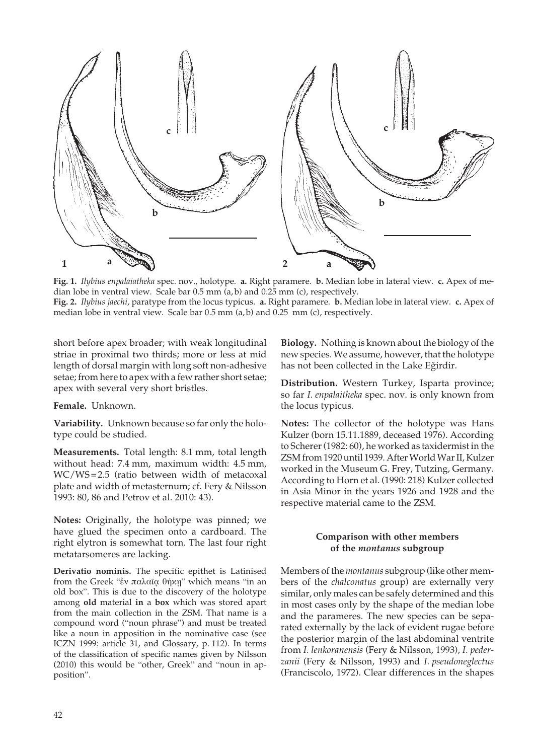**Fig. 1.** *Ilybius enpalaiatheka* spec. nov., holotype. **a.** Right paramere. **b.** Median lobe in lateral view. **c.** Apex of median lobe in ventral view. Scale bar 0.5 mm (a, b) and 0.25 mm (c), respectively.

**Fig. 2.** *Ilybius jaechi*, paratype from the locus typicus. **a.** Right paramere. **b.** Median lobe in lateral view. **c.** Apex of median lobe in ventral view. Scale bar 0.5 mm (a, b) and 0.25 mm (c), respectively.

short before apex broader; with weak longitudinal striae in proximal two thirds; more or less at mid length of dorsal margin with long soft non-adhesive setae; from here to apex with a few rather short setae; apex with several very short bristles.

**Female.** Unknown.

**Variability.** Unknown because so far only the holotype could be studied.

**Measurements.** Total length: 8.1 mm, total length without head: 7.4 mm, maximum width: 4.5 mm, WC/WS = 2.5 (ratio between width of metacoxal plate and width of metasternum; cf. Fery & Nilsson 1993: 80, 86 and Petrov et al. 2010: 43).

**Notes:** Originally, the holotype was pinned; we have glued the specimen onto a cardboard. The right elytron is somewhat torn. The last four right metatarsomeres are lacking.

**Derivatio nominis.** The specific epithet is Latinised from the Greek "ἐν παλαιᾷ θήκῃ" which means "in an old box". This is due to the discovery of the holotype among **old** material **in** a **box** which was stored apart from the main collection in the ZSM. That name is a compound word ("noun phrase") and must be treated like a noun in apposition in the nominative case (see ICZN 1999: article 31, and Glossary, p. 112). In terms of the classification of specific names given by Nilsson (2010) this would be "other, Greek" and "noun in apposition".

**Biology.** Nothing is known about the biology of the new species. We assume, however, that the holotype has not been collected in the Lake Eğirdir.

**Distribution.** Western Turkey, Isparta province; so far *I. enpalaitheka* spec. nov. is only known from the locus typicus.

**Notes:** The collector of the holotype was Hans Kulzer (born 15.11.1889, deceased 1976). According to Scherer (1982: 60), he worked as taxidermist in the ZSM from 1920 until 1939. After World War II, Kulzer worked in the Museum G. Frey, Tutzing, Germany. According to Horn et al. (1990: 218) Kulzer collected in Asia Minor in the years 1926 and 1928 and the respective material came to the ZSM.

## Comparison with other members of the *montanus* subgroup

Members of the *montanus* subgroup (like other members of the *chalconatus* group) are externally very similar, only males can be safely determined and this in most cases only by the shape of the median lobe and the parameres. The new species can be separated externally by the lack of evident rugae before the posterior margin of the last abdominal ventrite from *I. lenkoranensis* (Fery & Nilsson, 1993), *I. pederzanii* (Fery & Nilsson, 1993) and *I. pseudoneglectus* (Franciscolo, 1972). Clear differences in the shapes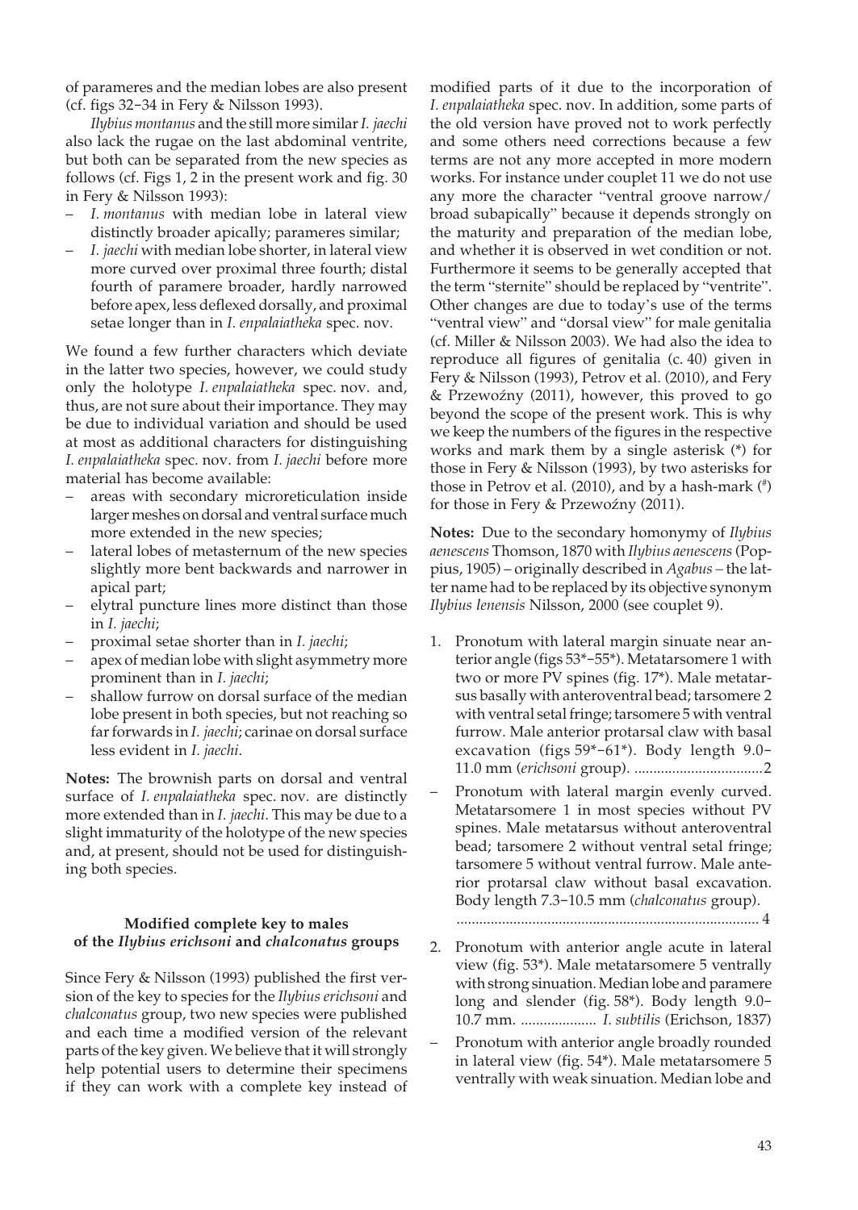of parameres and the median lobes are also present (cf. figs 32–34 in Fery & Nilsson 1993).

*Ilybius montanus* and the still more similar *I. jaechi* also lack the rugae on the last abdominal ventrite, but both can be separated from the new species as follows (cf. Figs 1, 2 in the present work and fig. 30 in Fery & Nilsson 1993):

- *I. montanus* with median lobe in lateral view distinctly broader apically; parameres similar;
- *I. jaechi* with median lobe shorter, in lateral view more curved over proximal three fourth; distal fourth of paramere broader, hardly narrowed before apex, less deflexed dorsally, and proximal setae longer than in *I. enpalaiatheka* spec. nov.

We found a few further characters which deviate in the latter two species, however, we could study only the holotype *I. enpalaiatheka* spec. nov. and, thus, are not sure about their importance. They may be due to individual variation and should be used at most as additional characters for distinguishing *I. enpalaiatheka* spec. nov. from *I. jaechi* before more material has become available:

- areas with secondary microreticulation inside larger meshes on dorsal and ventral surface much more extended in the new species;
- lateral lobes of metasternum of the new species slightly more bent backwards and narrower in apical part;
- elytral puncture lines more distinct than those in *I. jaechi*;
- proximal setae shorter than in *I. jaechi*;
- apex of median lobe with slight asymmetry more prominent than in *I. jaechi*;
- shallow furrow on dorsal surface of the median lobe present in both species, but not reaching so far forwards in *I. jaechi*; carinae on dorsal surface less evident in *I. jaechi*.

**Notes:** The brownish parts on dorsal and ventral surface of *I. enpalaiatheka* spec. nov. are distinctly more extended than in *I. jaechi*. This may be due to a slight immaturity of the holotype of the new species and, at present, should not be used for distinguishing both species.

### Modified complete key to males of the *Ilybius erichsoni* and *chalconatus* groups

Since Fery & Nilsson (1993) published the first version of the key to species for the *Ilybius erichsoni* and *chalconatus* group, two new species were published and each time a modified version of the relevant parts of the key given. We believe that it will strongly help potential users to determine their specimens if they can work with a complete key instead of modified parts of it due to the incorporation of *I. enpalaiatheka* spec. nov. In addition, some parts of the old version have proved not to work perfectly and some others need corrections because a few terms are not any more accepted in more modern works. For instance under couplet 11 we do not use any more the character "ventral groove narrow/broad subapically" because it depends strongly on the maturity and preparation of the median lobe, and whether it is observed in wet condition or not. Furthermore it seems to be generally accepted that the term "sternite" should be replaced by "ventrite". Other changes are due to today's use of the terms "ventral view" and "dorsal view" for male genitalia (cf. Miller & Nilsson 2003). We had also the idea to reproduce all figures of genitalia (c. 40) given in Fery & Nilsson (1993), Petrov et al. (2010), and Fery & Przewoźny (2011), however, this proved to go beyond the scope of the present work. This is why we keep the numbers of the figures in the respective works and mark them by a single asterisk (*) for those in Fery & Nilsson (1993), by two asterisks for those in Petrov et al. (2010), and by a hash-mark (#) for those in Fery & Przewoźny (2011).

**Notes:** Due to the secondary homonymy of *Ilybius aenescens* Thomson, 1870 with *Ilybius aenescens* (Poppius, 1905) – originally described in *Agabus* – the latter name had to be replaced by its objective synonym *Ilybius lenensis* Nilsson, 2000 (see couplet 9).

1. Pronotum with lateral margin sinuate near anterior angle (figs 53*–55*). Metatarsomere 1 with two or more PV spines (fig. 17*). Male metatarsus basally with anteroventral bead; tarsomere 2 with ventral setal fringe; tarsomere 5 with ventral furrow. Male anterior protarsal claw with basal excavation (figs 59*–61*). Body length 9.0–11.0 mm (*erichsoni* group). .................................. 2
– Pronotum with lateral margin evenly curved. Metatarsomere 1 in most species without PV spines. Male metatarsus without anteroventral bead; tarsomere 2 without ventral setal fringe; tarsomere 5 without ventral furrow. Male anterior protarsal claw without basal excavation. Body length 7.3–10.5 mm (*chalconatus* group). ................................................................................ 4
2. Pronotum with anterior angle acute in lateral view (fig. 53*). Male metatarsomere 5 ventrally with strong sinuation. Median lobe and paramere long and slender (fig. 58*). Body length 9.0–10.7 mm. .................... *I. subtilis* (Erichson, 1837)
– Pronotum with anterior angle broadly rounded in lateral view (fig. 54*). Male metatarsomere 5 ventrally with weak sinuation. Median lobe and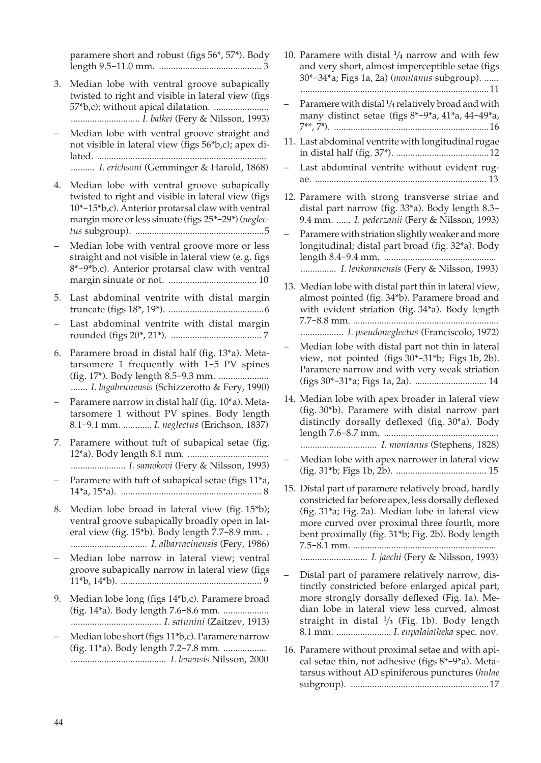paramere short and robust (figs 56*, 57*). Body length 9.5–11.0 mm. ........................................... 3

3. Median lobe with ventral groove subapically twisted to right and visible in lateral view (figs 57*b,c); without apical dilatation. ....................... ............................ *I. balkei* (Fery & Nilsson, 1993)

– Median lobe with ventral groove straight and not visible in lateral view (figs 56*b,c); apex dilated. ...................................................................... .......... *I. erichsoni* (Gemminger & Harold, 1868)

4. Median lobe with ventral groove subapically twisted to right and visible in lateral view (figs 10*–15*b,c). Anterior protarsal claw with ventral margin more or less sinuate (figs 25*–29*) (*neglectus* subgroup). ...................................................... 5

– Median lobe with ventral groove more or less straight and not visible in lateral view (e. g. figs 8*–9*b,c). Anterior protarsal claw with ventral margin sinuate or not. ..................................... 10

5. Last abdominal ventrite with distal margin truncate (figs 18*, 19*). ........................................ 6

– Last abdominal ventrite with distal margin rounded (figs 20*, 21*). ...................................... 7

6. Paramere broad in distal half (fig. 13*a). Metatarsomere 1 frequently with 1–5 PV spines (fig. 17*). Body length 8.5–9.3 mm. ..................... ....... *I. lagabrunensis* (Schizzerotto & Fery, 1990)

– Paramere narrow in distal half (fig. 10*a). Metatarsomere 1 without PV spines. Body length 8.1–9.1 mm. ............ *I. neglectus* (Erichson, 1837)

7. Paramere without tuft of subapical setae (fig. 12*a). Body length 8.1 mm. .................................. ....................... *I. samokovi* (Fery & Nilsson, 1993)

– Paramere with tuft of subapical setae (figs 11*a, 14*a, 15*a). ........................................................... 8

8. Median lobe broad in lateral view (fig. 15*b); ventral groove subapically broadly open in lateral view (fig. 15*b). Body length 7.7–8.9 mm. . ................................ *I. albarracinensis* (Fery, 1986)

– Median lobe narrow in lateral view; ventral groove subapically narrow in lateral view (figs 11*b, 14*b). ........................................................... 9

9. Median lobe long (figs 14*b,c). Paramere broad (fig. 14*a). Body length 7.6–8.6 mm. ................... ...................................... *I. satunini* (Zaitzev, 1913)

– Median lobe short (figs 11*b,c). Paramere narrow (fig. 11*a). Body length 7.2–7.8 mm. .................. ........................................ *I. lenensis* Nilsson, 2000

10. Paramere with distal ¼ narrow and with few and very short, almost imperceptible setae (figs 30*–34*a; Figs 1a, 2a) (*montanus* subgroup). ...... ............................................................................... 11

– Paramere with distal ¼ relatively broad and with many distinct setae (figs 8*–9*a, 41*a, 44–49*a, 7**, 7#). ................................................................. 16

11. Last abdominal ventrite with longitudinal rugae in distal half (fig. 37*). ....................................... 12

– Last abdominal ventrite without evident rugae. ........................................................................ 13

12. Paramere with strong transverse striae and distal part narrow (fig. 33*a). Body length 8.3–9.4 mm. ...... *I. pederzanii* (Fery & Nilsson, 1993)

– Paramere with striation slightly weaker and more longitudinal; distal part broad (fig. 32*a). Body length 8.4–9.4 mm. .............................................. ............... *I. lenkoranensis* (Fery & Nilsson, 1993)

13. Median lobe with distal part thin in lateral view, almost pointed (fig. 34*b). Paramere broad and with evident striation (fig. 34*a). Body length 7.7–8.8 mm. ............................................................ .................. *I. pseudoneglectus* (Franciscolo, 1972)

– Median lobe with distal part not thin in lateral view, not pointed (figs 30*–31*b; Figs 1b, 2b). Paramere narrow and with very weak striation (figs 30*–31*a; Figs 1a, 2a). .............................. 14

14. Median lobe with apex broader in lateral view (fig. 30*b). Paramere with distal narrow part distinctly dorsally deflexed (fig. 30*a). Body length 7.6–8.7 mm. ................................................ ................................ *I. montanus* (Stephens, 1828)

– Median lobe with apex narrower in lateral view (fig. 31*b; Figs 1b, 2b). ...................................... 15

15. Distal part of paramere relatively broad, hardly constricted far before apex, less dorsally deflexed (fig. 31*a; Fig. 2a). Median lobe in lateral view more curved over proximal three fourth, more bent proximally (fig. 31*b; Fig. 2b). Body length 7.5–8.1 mm. ............................................................ ............................ *I. jaechi* (Fery & Nilsson, 1993)

– Distal part of paramere relatively narrow, distinctly constricted before enlarged apical part, more strongly dorsally deflexed (Fig. 1a). Median lobe in lateral view less curved, almost straight in distal ⅓ (Fig. 1b). Body length 8.1 mm. ....................... *I. enpalaiatheka* spec. nov.

16. Paramere without proximal setae and with apical setae thin, not adhesive (figs 8*–9*a). Metatarsus without AD spiniferous punctures (*hulae* subgroup). .......................................................... 17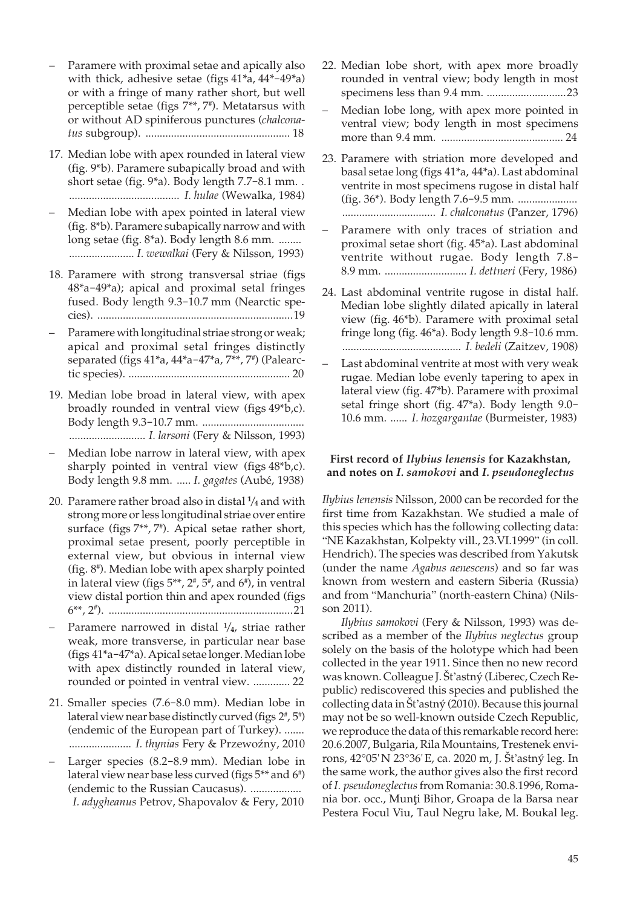– Paramere with proximal setae and apically also with thick, adhesive setae (figs 41*a, 44*–49*a) or with a fringe of many rather short, but well perceptible setae (figs 7**, 7#). Metatarsus with or without AD spiniferous punctures (*chalconatus* subgroup). .................................................. 18

17. Median lobe with apex rounded in lateral view (fig. 9*b). Paramere subapically broad and with short setae (fig. 9*a). Body length 7.7–8.1 mm. . ...................................... *I. hulae* (Wewalka, 1984)

– Median lobe with apex pointed in lateral view (fig. 8*b). Paramere subapically narrow and with long setae (fig. 8*a). Body length 8.6 mm. ........ ....................... *I. wewalkai* (Fery & Nilsson, 1993)

18. Paramere with strong transversal striae (figs 48*a–49*a); apical and proximal setal fringes fused. Body length 9.3–10.7 mm (Nearctic species). ....................................................................19

– Paramere with longitudinal striae strong or weak; apical and proximal setal fringes distinctly separated (figs 41*a, 44*a–47*a, 7**, 7#) (Palearctic species). ......................................................... 20

19. Median lobe broad in lateral view, with apex broadly rounded in ventral view (figs 49*b,c). Body length 9.3–10.7 mm. .................................... ........................... *I. larsoni* (Fery & Nilsson, 1993)

– Median lobe narrow in lateral view, with apex sharply pointed in ventral view (figs 48*b,c). Body length 9.8 mm. ..... *I. gagates* (Aubé, 1938)

20. Paramere rather broad also in distal 1/4 and with strong more or less longitudinal striae over entire surface (figs 7**, 7#). Apical setae rather short, proximal setae present, poorly perceptible in external view, but obvious in internal view (fig. 8#). Median lobe with apex sharply pointed in lateral view (figs 5**, 2#, 5#, and 6#), in ventral view distal portion thin and apex rounded (figs 6**, 2#). .................................................................21

– Paramere narrowed in distal 1/4, striae rather weak, more transverse, in particular near base (figs 41*a–47*a). Apical setae longer. Median lobe with apex distinctly rounded in lateral view, rounded or pointed in ventral view. ............. 22

21. Smaller species (7.6–8.0 mm). Median lobe in lateral view near base distinctly curved (figs 2#, 5#) (endemic of the European part of Turkey). ....... ..................... *I. thynias* Fery & Przewoźny, 2010

– Larger species (8.2–8.9 mm). Median lobe in lateral view near base less curved (figs 5** and 6#) (endemic to the Russian Caucasus). .................. *I. adygheanus* Petrov, Shapovalov & Fery, 2010

22. Median lobe short, with apex more broadly rounded in ventral view; body length in most specimens less than 9.4 mm. ............................23

– Median lobe long, with apex more pointed in ventral view; body length in most specimens more than 9.4 mm. ........................................... 24

23. Paramere with striation more developed and basal setae long (figs 41*a, 44*a). Last abdominal ventrite in most specimens rugose in distal half (fig. 36*). Body length 7.6–9.5 mm. ..................... ................................ *I. chalconatus* (Panzer, 1796)

– Paramere with only traces of striation and proximal setae short (fig. 45*a). Last abdominal ventrite without rugae. Body length 7.8–8.9 mm. ............................. *I. dettneri* (Fery, 1986)

24. Last abdominal ventrite rugose in distal half. Median lobe slightly dilated apically in lateral view (fig. 46*b). Paramere with proximal setal fringe long (fig. 46*a). Body length 9.8–10.6 mm. .......................................... *I. bedeli* (Zaitzev, 1908)

– Last abdominal ventrite at most with very weak rugae. Median lobe evenly tapering to apex in lateral view (fig. 47*b). Paramere with proximal setal fringe short (fig. 47*a). Body length 9.0–10.6 mm. ...... *I. hozgargantae* (Burmeister, 1983)

### First record of *Ilybius lenensis* for Kazakhstan, and notes on *I. samokovi* and *I. pseudoneglectus*

*Ilybius lenensis* Nilsson, 2000 can be recorded for the first time from Kazakhstan. We studied a male of this species which has the following collecting data: "NE Kazakhstan, Kolpekty vill., 23.VI.1999" (in coll. Hendrich). The species was described from Yakutsk (under the name *Agabus aenescens*) and so far was known from western and eastern Siberia (Russia) and from "Manchuria" (north-eastern China) (Nilsson 2011).

*Ilybius samokovi* (Fery & Nilsson, 1993) was described as a member of the *Ilybius neglectus* group solely on the basis of the holotype which had been collected in the year 1911. Since then no new record was known. Colleague J. Šťastný (Liberec, Czech Republic) rediscovered this species and published the collecting data in Šťastný (2010). Because this journal may not be so well-known outside Czech Republic, we reproduce the data of this remarkable record here: 20.6.2007, Bulgaria, Rila Mountains, Trestenek environs, 42°05'N 23°36'E, ca. 2020 m, J. Šťastný leg. In the same work, the author gives also the first record of *I. pseudoneglectus* from Romania: 30.8.1996, Romania bor. occ., Munţi Bihor, Groapa de la Barsa near Pestera Focul Viu, Taul Negru lake, M. Boukal leg.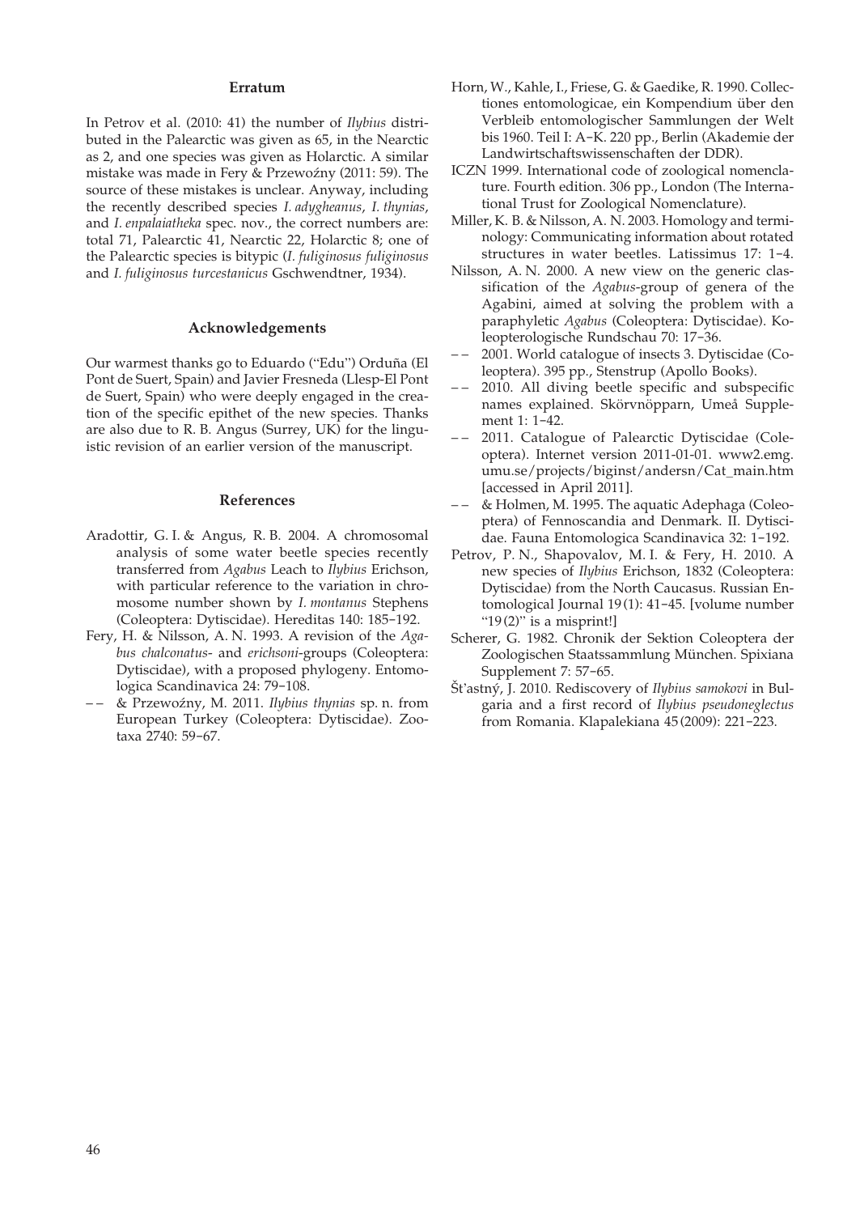## Erratum

In Petrov et al. (2010: 41) the number of *Ilybius* distributed in the Palearctic was given as 65, in the Nearctic as 2, and one species was given as Holarctic. A similar mistake was made in Fery & Przewoźny (2011: 59). The source of these mistakes is unclear. Anyway, including the recently described species *I. adygheanus*, *I. thynias*, and *I. enpalaiatheka* spec. nov., the correct numbers are: total 71, Palearctic 41, Nearctic 22, Holarctic 8; one of the Palearctic species is bitypic (*I. fuliginosus fuliginosus* and *I. fuliginosus turcestanicus* Gschwendtner, 1934).

## Acknowledgements

Our warmest thanks go to Eduardo ("Edu") Orduña (El Pont de Suert, Spain) and Javier Fresneda (Llesp-El Pont de Suert, Spain) who were deeply engaged in the creation of the specific epithet of the new species. Thanks are also due to R. B. Angus (Surrey, UK) for the linguistic revision of an earlier version of the manuscript.

## References

Aradottir, G. I. & Angus, R. B. 2004. A chromosomal analysis of some water beetle species recently transferred from *Agabus* Leach to *Ilybius* Erichson, with particular reference to the variation in chromosome number shown by *I. montanus* Stephens (Coleoptera: Dytiscidae). Hereditas 140: 185–192.

Fery, H. & Nilsson, A. N. 1993. A revision of the *Agabus chalconatus*- and *erichsoni*-groups (Coleoptera: Dytiscidae), with a proposed phylogeny. Entomologica Scandinavica 24: 79–108.

– – & Przewoźny, M. 2011. *Ilybius thynias* sp. n. from European Turkey (Coleoptera: Dytiscidae). Zootaxa 2740: 59–67.

Horn, W., Kahle, I., Friese, G. & Gaedike, R. 1990. Collectiones entomologicae, ein Kompendium über den Verbleib entomologischer Sammlungen der Welt bis 1960. Teil I: A–K. 220 pp., Berlin (Akademie der Landwirtschaftswissenschaften der DDR).

ICZN 1999. International code of zoological nomenclature. Fourth edition. 306 pp., London (The International Trust for Zoological Nomenclature).

Miller, K. B. & Nilsson, A. N. 2003. Homology and terminology: Communicating information about rotated structures in water beetles. Latissimus 17: 1–4.

Nilsson, A. N. 2000. A new view on the generic classification of the *Agabus*-group of genera of the Agabini, aimed at solving the problem with a paraphyletic *Agabus* (Coleoptera: Dytiscidae). Koleopterologische Rundschau 70: 17–36.

– – 2001. World catalogue of insects 3. Dytiscidae (Coleoptera). 395 pp., Stenstrup (Apollo Books).

– – 2010. All diving beetle specific and subspecific names explained. Skörvnöpparn, Umeå Supplement 1: 1–42.

– – 2011. Catalogue of Palearctic Dytiscidae (Coleoptera). Internet version 2011-01-01. www2.emg.umu.se/projects/biginst/andersn/Cat_main.htm [accessed in April 2011].

– – & Holmen, M. 1995. The aquatic Adephaga (Coleoptera) of Fennoscandia and Denmark. II. Dytiscidae. Fauna Entomologica Scandinavica 32: 1–192.

Petrov, P. N., Shapovalov, M. I. & Fery, H. 2010. A new species of *Ilybius* Erichson, 1832 (Coleoptera: Dytiscidae) from the North Caucasus. Russian Entomological Journal 19 (1): 41–45. [volume number "19 (2)" is a misprint!]

Scherer, G. 1982. Chronik der Sektion Coleoptera der Zoologischen Staatssammlung München. Spixiana Supplement 7: 57–65.

Šťastný, J. 2010. Rediscovery of *Ilybius samokovi* in Bulgaria and a first record of *Ilybius pseudoneglectus* from Romania. Klapalekiana 45 (2009): 221–223.